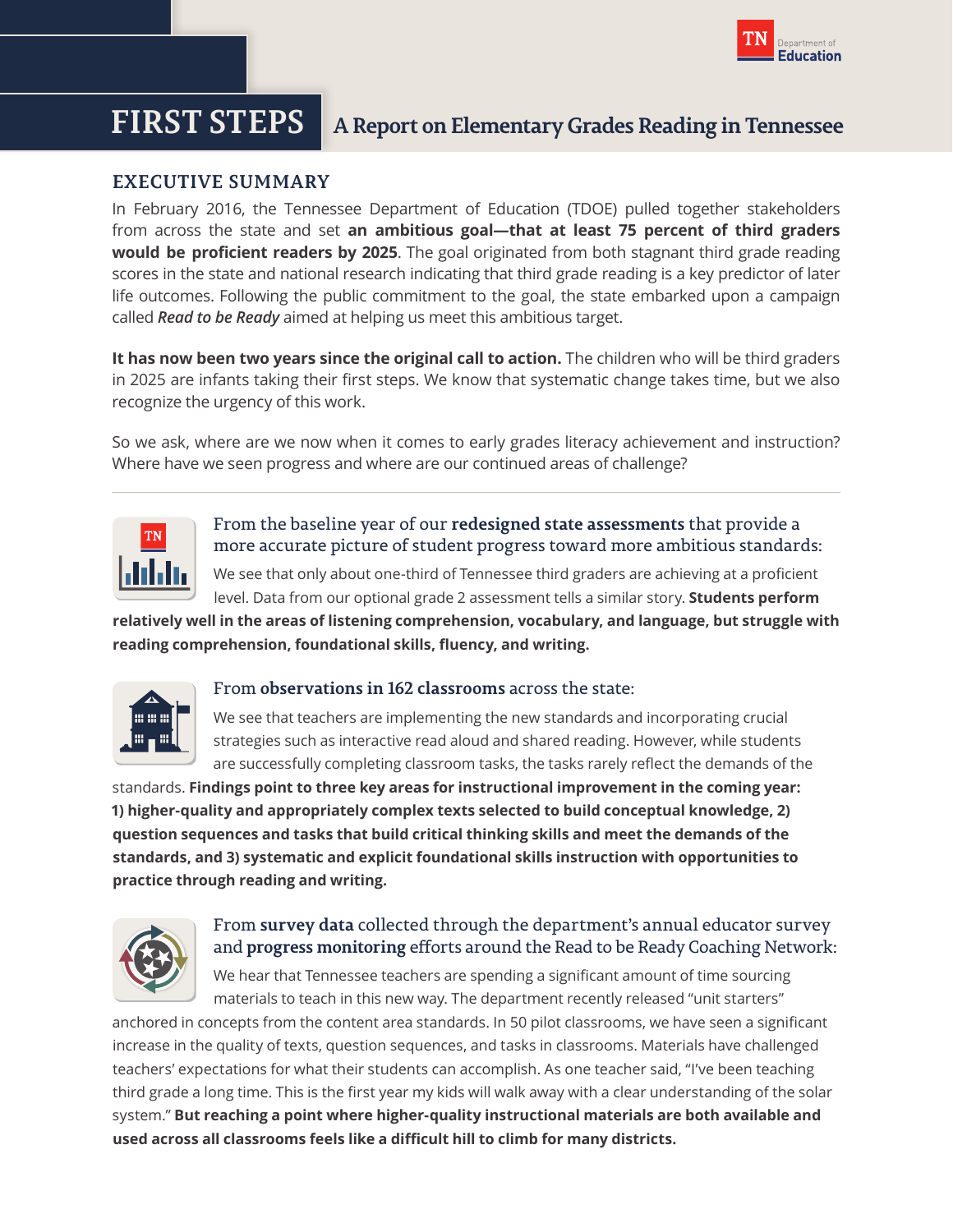# FIRST STEPS

## A Report on Elementary Grades Reading in Tennessee

### EXECUTIVE SUMMARY

In February 2016, the Tennessee Department of Education (TDOE) pulled together stakeholders from across the state and set **an ambitious goal—that at least 75 percent of third graders would be proficient readers by 2025**. The goal originated from both stagnant third grade reading scores in the state and national research indicating that third grade reading is a key predictor of later life outcomes. Following the public commitment to the goal, the state embarked upon a campaign called ***Read to be Ready*** aimed at helping us meet this ambitious target.

**It has now been two years since the original call to action.** The children who will be third graders in 2025 are infants taking their first steps. We know that systematic change takes time, but we also recognize the urgency of this work.

So we ask, where are we now when it comes to early grades literacy achievement and instruction? Where have we seen progress and where are our continued areas of challenge?

---

From the baseline year of our **redesigned state assessments** that provide a more accurate picture of student progress toward more ambitious standards:

We see that only about one-third of Tennessee third graders are achieving at a proficient level. Data from our optional grade 2 assessment tells a similar story. **Students perform relatively well in the areas of listening comprehension, vocabulary, and language, but struggle with reading comprehension, foundational skills, fluency, and writing.**

From **observations in 162 classrooms** across the state:

We see that teachers are implementing the new standards and incorporating crucial strategies such as interactive read aloud and shared reading. However, while students are successfully completing classroom tasks, the tasks rarely reflect the demands of the standards. **Findings point to three key areas for instructional improvement in the coming year: 1) higher-quality and appropriately complex texts selected to build conceptual knowledge, 2) question sequences and tasks that build critical thinking skills and meet the demands of the standards, and 3) systematic and explicit foundational skills instruction with opportunities to practice through reading and writing.**

From **survey data** collected through the department's annual educator survey and **progress monitoring** efforts around the Read to be Ready Coaching Network:

We hear that Tennessee teachers are spending a significant amount of time sourcing materials to teach in this new way. The department recently released "unit starters" anchored in concepts from the content area standards. In 50 pilot classrooms, we have seen a significant increase in the quality of texts, question sequences, and tasks in classrooms. Materials have challenged teachers' expectations for what their students can accomplish. As one teacher said, "I've been teaching third grade a long time. This is the first year my kids will walk away with a clear understanding of the solar system." **But reaching a point where higher-quality instructional materials are both available and used across all classrooms feels like a difficult hill to climb for many districts.**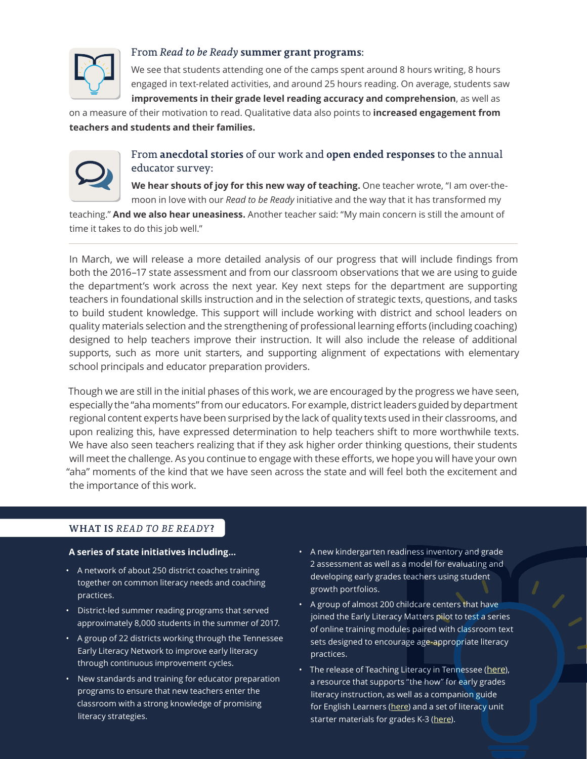### From *Read to be Ready* **summer grant programs**:

We see that students attending one of the camps spent around 8 hours writing, 8 hours engaged in text-related activities, and around 25 hours reading. On average, students saw **improvements in their grade level reading accuracy and comprehension**, as well as on a measure of their motivation to read. Qualitative data also points to **increased engagement from teachers and students and their families.**

### From **anecdotal stories** of our work and **open ended responses** to the annual educator survey:

**We hear shouts of joy for this new way of teaching.** One teacher wrote, "I am over-the-moon in love with our *Read to be Ready* initiative and the way that it has transformed my teaching." **And we also hear uneasiness.** Another teacher said: "My main concern is still the amount of time it takes to do this job well."

---

In March, we will release a more detailed analysis of our progress that will include findings from both the 2016–17 state assessment and from our classroom observations that we are using to guide the department's work across the next year. Key next steps for the department are supporting teachers in foundational skills instruction and in the selection of strategic texts, questions, and tasks to build student knowledge. This support will include working with district and school leaders on quality materials selection and the strengthening of professional learning efforts (including coaching) designed to help teachers improve their instruction. It will also include the release of additional supports, such as more unit starters, and supporting alignment of expectations with elementary school principals and educator preparation providers.

Though we are still in the initial phases of this work, we are encouraged by the progress we have seen, especially the "aha moments" from our educators. For example, district leaders guided by department regional content experts have been surprised by the lack of quality texts used in their classrooms, and upon realizing this, have expressed determination to help teachers shift to more worthwhile texts. We have also seen teachers realizing that if they ask higher order thinking questions, their students will meet the challenge. As you continue to engage with these efforts, we hope you will have your own "aha" moments of the kind that we have seen across the state and will feel both the excitement and the importance of this work.

## WHAT IS *READ TO BE READY*?

**A series of state initiatives including...**

- A network of about 250 district coaches training together on common literacy needs and coaching practices.
- District-led summer reading programs that served approximately 8,000 students in the summer of 2017.
- A group of 22 districts working through the Tennessee Early Literacy Network to improve early literacy through continuous improvement cycles.
- New standards and training for educator preparation programs to ensure that new teachers enter the classroom with a strong knowledge of promising literacy strategies.
- A new kindergarten readiness inventory and grade 2 assessment as well as a model for evaluating and developing early grades teachers using student growth portfolios.
- A group of almost 200 childcare centers that have joined the Early Literacy Matters pilot to test a series of online training modules paired with classroom text sets designed to encourage age-appropriate literacy practices.
- The release of Teaching Literacy in Tennessee (here), a resource that supports "the how" for early grades literacy instruction, as well as a companion guide for English Learners (here) and a set of literacy unit starter materials for grades K-3 (here).